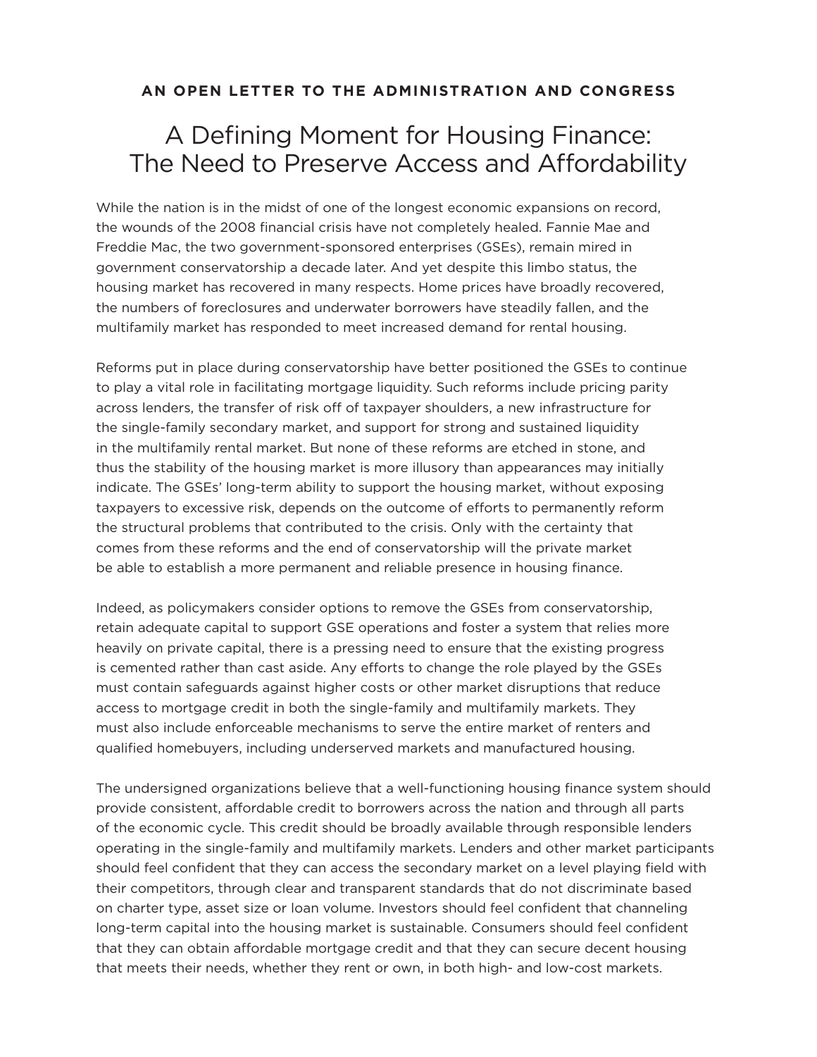**AN OPEN LETTER TO THE ADMINISTRATION AND CONGRESS**

# A Defining Moment for Housing Finance: The Need to Preserve Access and Affordability

While the nation is in the midst of one of the longest economic expansions on record, the wounds of the 2008 financial crisis have not completely healed. Fannie Mae and Freddie Mac, the two government-sponsored enterprises (GSEs), remain mired in government conservatorship a decade later. And yet despite this limbo status, the housing market has recovered in many respects. Home prices have broadly recovered, the numbers of foreclosures and underwater borrowers have steadily fallen, and the multifamily market has responded to meet increased demand for rental housing.

Reforms put in place during conservatorship have better positioned the GSEs to continue to play a vital role in facilitating mortgage liquidity. Such reforms include pricing parity across lenders, the transfer of risk off of taxpayer shoulders, a new infrastructure for the single-family secondary market, and support for strong and sustained liquidity in the multifamily rental market. But none of these reforms are etched in stone, and thus the stability of the housing market is more illusory than appearances may initially indicate. The GSEs' long-term ability to support the housing market, without exposing taxpayers to excessive risk, depends on the outcome of efforts to permanently reform the structural problems that contributed to the crisis. Only with the certainty that comes from these reforms and the end of conservatorship will the private market be able to establish a more permanent and reliable presence in housing finance.

Indeed, as policymakers consider options to remove the GSEs from conservatorship, retain adequate capital to support GSE operations and foster a system that relies more heavily on private capital, there is a pressing need to ensure that the existing progress is cemented rather than cast aside. Any efforts to change the role played by the GSEs must contain safeguards against higher costs or other market disruptions that reduce access to mortgage credit in both the single-family and multifamily markets. They must also include enforceable mechanisms to serve the entire market of renters and qualified homebuyers, including underserved markets and manufactured housing.

The undersigned organizations believe that a well-functioning housing finance system should provide consistent, affordable credit to borrowers across the nation and through all parts of the economic cycle. This credit should be broadly available through responsible lenders operating in the single-family and multifamily markets. Lenders and other market participants should feel confident that they can access the secondary market on a level playing field with their competitors, through clear and transparent standards that do not discriminate based on charter type, asset size or loan volume. Investors should feel confident that channeling long-term capital into the housing market is sustainable. Consumers should feel confident that they can obtain affordable mortgage credit and that they can secure decent housing that meets their needs, whether they rent or own, in both high- and low-cost markets.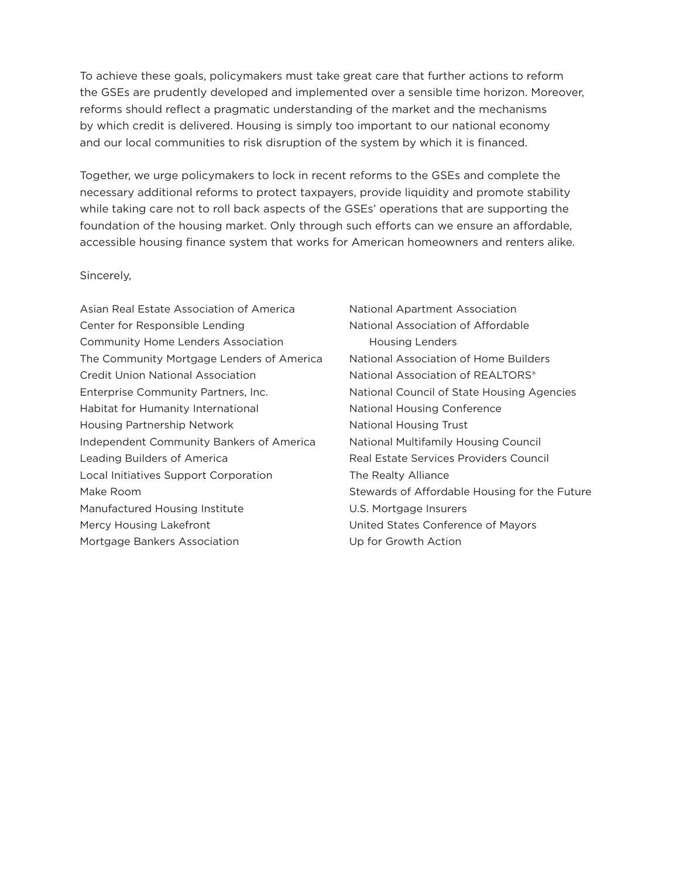To achieve these goals, policymakers must take great care that further actions to reform the GSEs are prudently developed and implemented over a sensible time horizon. Moreover, reforms should reflect a pragmatic understanding of the market and the mechanisms by which credit is delivered. Housing is simply too important to our national economy and our local communities to risk disruption of the system by which it is financed.

Together, we urge policymakers to lock in recent reforms to the GSEs and complete the necessary additional reforms to protect taxpayers, provide liquidity and promote stability while taking care not to roll back aspects of the GSEs' operations that are supporting the foundation of the housing market. Only through such efforts can we ensure an affordable, accessible housing finance system that works for American homeowners and renters alike.

Sincerely,

Asian Real Estate Association of America
Center for Responsible Lending
Community Home Lenders Association
The Community Mortgage Lenders of America
Credit Union National Association
Enterprise Community Partners, Inc.
Habitat for Humanity International
Housing Partnership Network
Independent Community Bankers of America
Leading Builders of America
Local Initiatives Support Corporation
Make Room
Manufactured Housing Institute
Mercy Housing Lakefront
Mortgage Bankers Association
National Apartment Association
National Association of Affordable Housing Lenders
National Association of Home Builders
National Association of REALTORS®
National Council of State Housing Agencies
National Housing Conference
National Housing Trust
National Multifamily Housing Council
Real Estate Services Providers Council
The Realty Alliance
Stewards of Affordable Housing for the Future
U.S. Mortgage Insurers
United States Conference of Mayors
Up for Growth Action